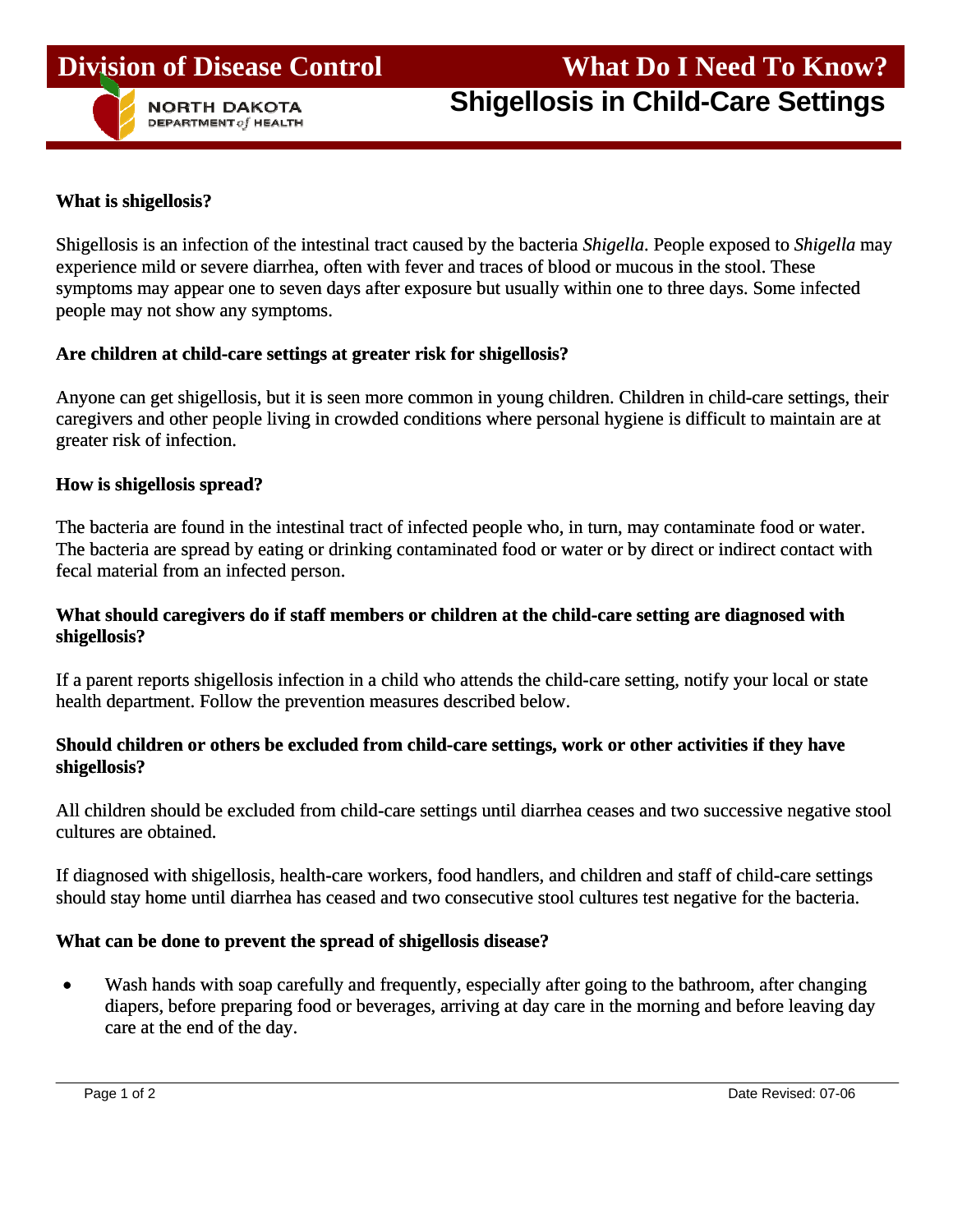# Division of Disease Control

# What Do I Need To Know?

NORTH DAKOTA DEPARTMENT of HEALTH

## Shigellosis in Child-Care Settings

### What is shigellosis?

Shigellosis is an infection of the intestinal tract caused by the bacteria *Shigella.* People exposed to *Shigella* may experience mild or severe diarrhea, often with fever and traces of blood or mucous in the stool. These symptoms may appear one to seven days after exposure but usually within one to three days. Some infected people may not show any symptoms.

### Are children at child-care settings at greater risk for shigellosis?

Anyone can get shigellosis, but it is seen more common in young children. Children in child-care settings, their caregivers and other people living in crowded conditions where personal hygiene is difficult to maintain are at greater risk of infection.

### How is shigellosis spread?

The bacteria are found in the intestinal tract of infected people who, in turn, may contaminate food or water. The bacteria are spread by eating or drinking contaminated food or water or by direct or indirect contact with fecal material from an infected person.

### What should caregivers do if staff members or children at the child-care setting are diagnosed with shigellosis?

If a parent reports shigellosis infection in a child who attends the child-care setting, notify your local or state health department. Follow the prevention measures described below.

### Should children or others be excluded from child-care settings, work or other activities if they have shigellosis?

All children should be excluded from child-care settings until diarrhea ceases and two successive negative stool cultures are obtained.

If diagnosed with shigellosis, health-care workers, food handlers, and children and staff of child-care settings should stay home until diarrhea has ceased and two consecutive stool cultures test negative for the bacteria.

### What can be done to prevent the spread of shigellosis disease?

- Wash hands with soap carefully and frequently, especially after going to the bathroom, after changing diapers, before preparing food or beverages, arriving at day care in the morning and before leaving day care at the end of the day.

Date Revised: 07-06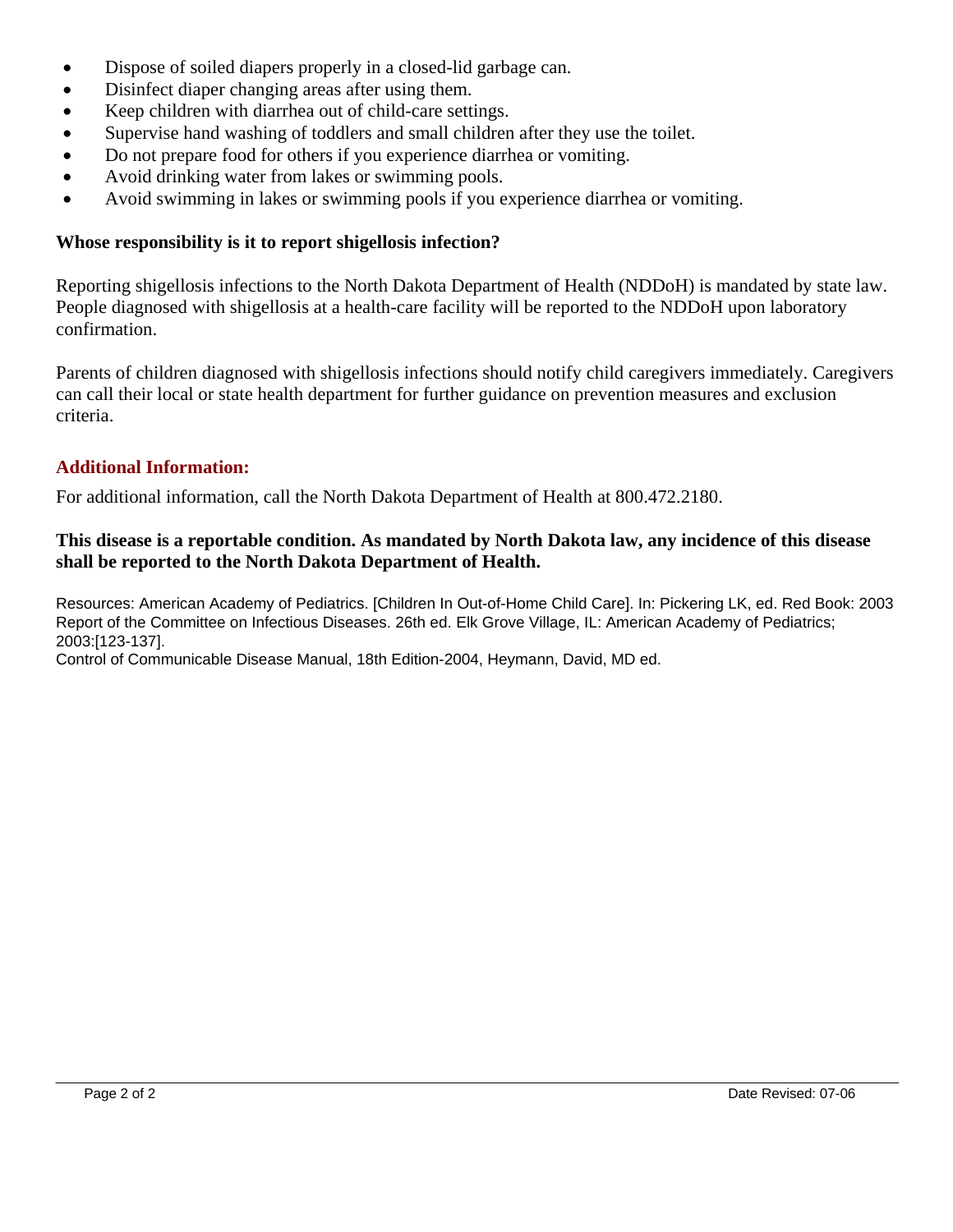- Dispose of soiled diapers properly in a closed-lid garbage can.
- Disinfect diaper changing areas after using them.
- Keep children with diarrhea out of child-care settings.
- Supervise hand washing of toddlers and small children after they use the toilet.
- Do not prepare food for others if you experience diarrhea or vomiting.
- Avoid drinking water from lakes or swimming pools.
- Avoid swimming in lakes or swimming pools if you experience diarrhea or vomiting.

**Whose responsibility is it to report shigellosis infection?**

Reporting shigellosis infections to the North Dakota Department of Health (NDDoH) is mandated by state law. People diagnosed with shigellosis at a health-care facility will be reported to the NDDoH upon laboratory confirmation.

Parents of children diagnosed with shigellosis infections should notify child caregivers immediately. Caregivers can call their local or state health department for further guidance on prevention measures and exclusion criteria.

## Additional Information:

For additional information, call the North Dakota Department of Health at 800.472.2180.

**This disease is a reportable condition. As mandated by North Dakota law, any incidence of this disease shall be reported to the North Dakota Department of Health.**

Resources: American Academy of Pediatrics. [Children In Out-of-Home Child Care]. In: Pickering LK, ed. Red Book: 2003 Report of the Committee on Infectious Diseases. 26th ed. Elk Grove Village, IL: American Academy of Pediatrics; 2003:[123-137].
Control of Communicable Disease Manual, 18th Edition-2004, Heymann, David, MD ed.

Date Revised: 07-06